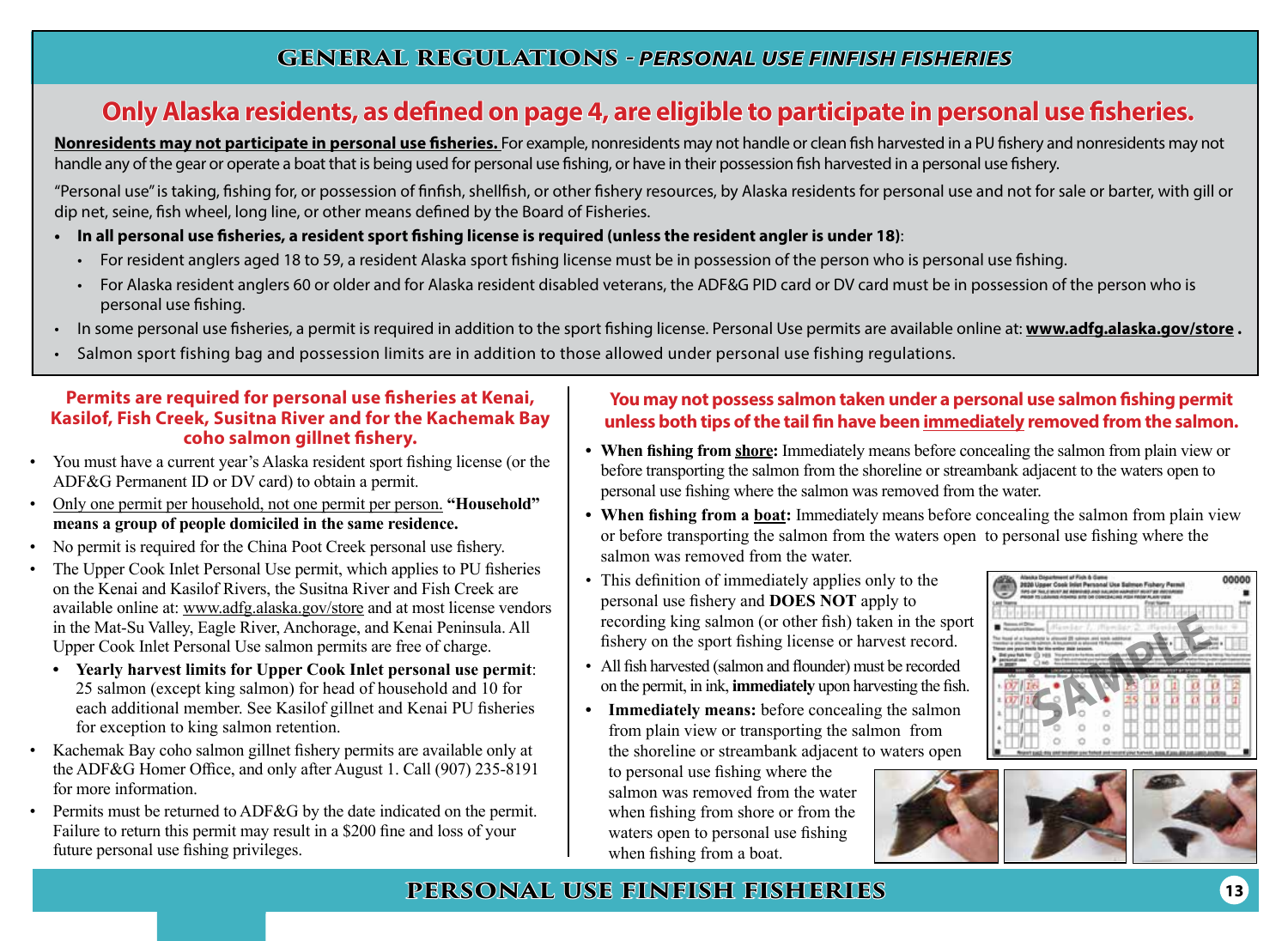# GENERAL REGULATIONS - *PERSONAL USE FINFISH FISHERIES*

## Only Alaska residents, as defined on page 4, are eligible to participate in personal use fisheries.

**Nonresidents may not participate in personal use fisheries.** For example, nonresidents may not handle or clean fish harvested in a PU fishery and nonresidents may not handle any of the gear or operate a boat that is being used for personal use fishing, or have in their possession fish harvested in a personal use fishery.

"Personal use" is taking, fishing for, or possession of finfish, shellfish, or other fishery resources, by Alaska residents for personal use and not for sale or barter, with gill or dip net, seine, fish wheel, long line, or other means defined by the Board of Fisheries.

- **In all personal use fisheries, a resident sport fishing license is required (unless the resident angler is under 18)**:
  - For resident anglers aged 18 to 59, a resident Alaska sport fishing license must be in possession of the person who is personal use fishing.
  - For Alaska resident anglers 60 or older and for Alaska resident disabled veterans, the ADF&G PID card or DV card must be in possession of the person who is personal use fishing.
- In some personal use fisheries, a permit is required in addition to the sport fishing license. Personal Use permits are available online at: **www.adfg.alaska.gov/store .**
- Salmon sport fishing bag and possession limits are in addition to those allowed under personal use fishing regulations.

### Permits are required for personal use fisheries at Kenai, Kasilof, Fish Creek, Susitna River and for the Kachemak Bay coho salmon gillnet fishery.

- You must have a current year's Alaska resident sport fishing license (or the ADF&G Permanent ID or DV card) to obtain a permit.
- Only one permit per household, not one permit per person. **"Household" means a group of people domiciled in the same residence.**
- No permit is required for the China Poot Creek personal use fishery.
- The Upper Cook Inlet Personal Use permit, which applies to PU fisheries on the Kenai and Kasilof Rivers, the Susitna River and Fish Creek are available online at: www.adfg.alaska.gov/store and at most license vendors in the Mat-Su Valley, Eagle River, Anchorage, and Kenai Peninsula. All Upper Cook Inlet Personal Use salmon permits are free of charge.
  - **Yearly harvest limits for Upper Cook Inlet personal use permit**: 25 salmon (except king salmon) for head of household and 10 for each additional member. See Kasilof gillnet and Kenai PU fisheries for exception to king salmon retention.
- Kachemak Bay coho salmon gillnet fishery permits are available only at the ADF&G Homer Office, and only after August 1. Call (907) 235-8191 for more information.
- Permits must be returned to ADF&G by the date indicated on the permit. Failure to return this permit may result in a $200 fine and loss of your future personal use fishing privileges.

### You may not possess salmon taken under a personal use salmon fishing permit unless both tips of the tail fin have been immediately removed from the salmon.

- **When fishing from shore:** Immediately means before concealing the salmon from plain view or before transporting the salmon from the shoreline or streambank adjacent to the waters open to personal use fishing where the salmon was removed from the water.
- **When fishing from a boat:** Immediately means before concealing the salmon from plain view or before transporting the salmon from the waters open to personal use fishing where the salmon was removed from the water.
- This definition of immediately applies only to the personal use fishery and **DOES NOT** apply to recording king salmon (or other fish) taken in the sport fishery on the sport fishing license or harvest record.
- All fish harvested (salmon and flounder) must be recorded on the permit, in ink, **immediately** upon harvesting the fish.
- **Immediately means:** before concealing the salmon from plain view or transporting the salmon from the shoreline or streambank adjacent to waters open to personal use fishing where the salmon was removed from the water when fishing from shore or from the waters open to personal use fishing when fishing from a boat.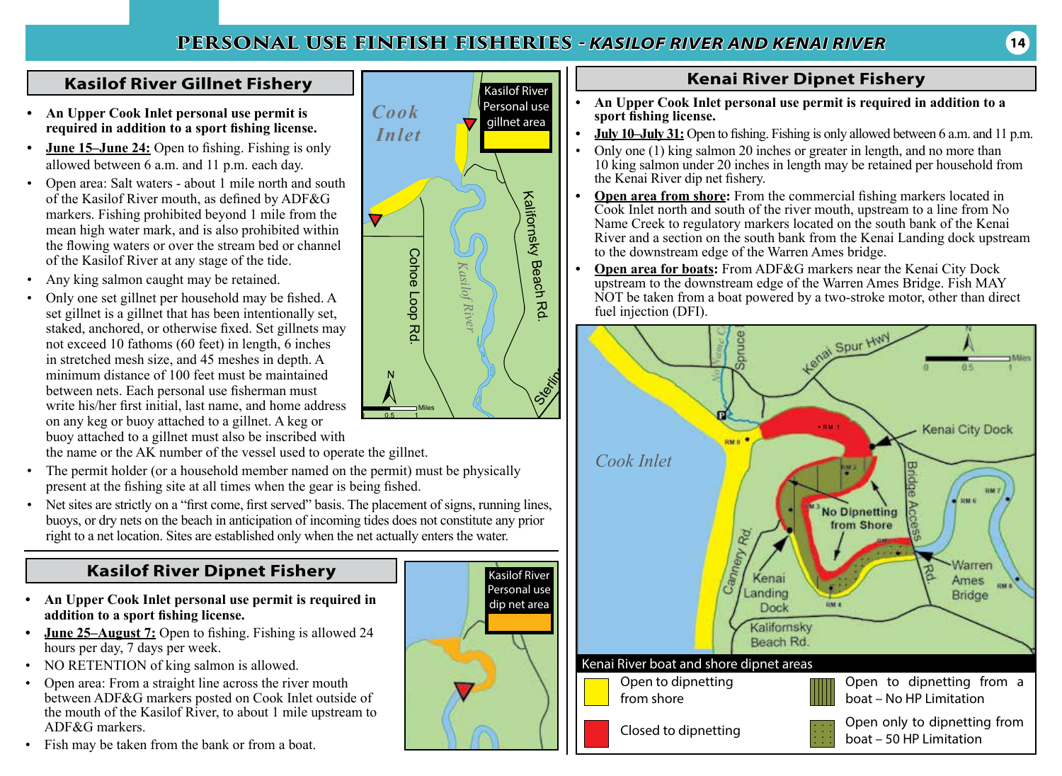# PERSONAL USE FINFISH FISHERIES - *KASILOF RIVER AND KENAI RIVER*

## Kasilof River Gillnet Fishery

- **An Upper Cook Inlet personal use permit is required in addition to a sport fishing license.**
- **June 15–June 24:** Open to fishing. Fishing is only allowed between 6 a.m. and 11 p.m. each day.
- Open area: Salt waters - about 1 mile north and south of the Kasilof River mouth, as defined by ADF&G markers. Fishing prohibited beyond 1 mile from the mean high water mark, and is also prohibited within the flowing waters or over the stream bed or channel of the Kasilof River at any stage of the tide.
- Any king salmon caught may be retained.
- Only one set gillnet per household may be fished. A set gillnet is a gillnet that has been intentionally set, staked, anchored, or otherwise fixed. Set gillnets may not exceed 10 fathoms (60 feet) in length, 6 inches in stretched mesh size, and 45 meshes in depth. A minimum distance of 100 feet must be maintained between nets. Each personal use fisherman must write his/her first initial, last name, and home address on any keg or buoy attached to a gillnet. A keg or buoy attached to a gillnet must also be inscribed with the name or the AK number of the vessel used to operate the gillnet.
- The permit holder (or a household member named on the permit) must be physically present at the fishing site at all times when the gear is being fished.
- Net sites are strictly on a "first come, first served" basis. The placement of signs, running lines, buoys, or dry nets on the beach in anticipation of incoming tides does not constitute any prior right to a net location. Sites are established only when the net actually enters the water.

## Kasilof River Dipnet Fishery

- **An Upper Cook Inlet personal use permit is required in addition to a sport fishing license.**
- **June 25–August 7:** Open to fishing. Fishing is allowed 24 hours per day, 7 days per week.
- NO RETENTION of king salmon is allowed.
- Open area: From a straight line across the river mouth between ADF&G markers posted on Cook Inlet outside of the mouth of the Kasilof River, to about 1 mile upstream to ADF&G markers.
- Fish may be taken from the bank or from a boat.

## Kenai River Dipnet Fishery

- **An Upper Cook Inlet personal use permit is required in addition to a sport fishing license.**
- **July 10–July 31:** Open to fishing. Fishing is only allowed between 6 a.m. and 11 p.m.
- Only one (1) king salmon 20 inches or greater in length, and no more than 10 king salmon under 20 inches in length may be retained per household from the Kenai River dip net fishery.
- **Open area from shore:** From the commercial fishing markers located in Cook Inlet north and south of the river mouth, upstream to a line from No Name Creek to regulatory markers located on the south bank of the Kenai River and a section on the south bank from the Kenai Landing dock upstream to the downstream edge of the Warren Ames bridge.
- **Open area for boats:** From ADF&G markers near the Kenai City Dock upstream to the downstream edge of the Warren Ames Bridge. Fish MAY NOT be taken from a boat powered by a two-stroke motor, other than direct fuel injection (DFI).

Kenai River boat and shore dipnet areas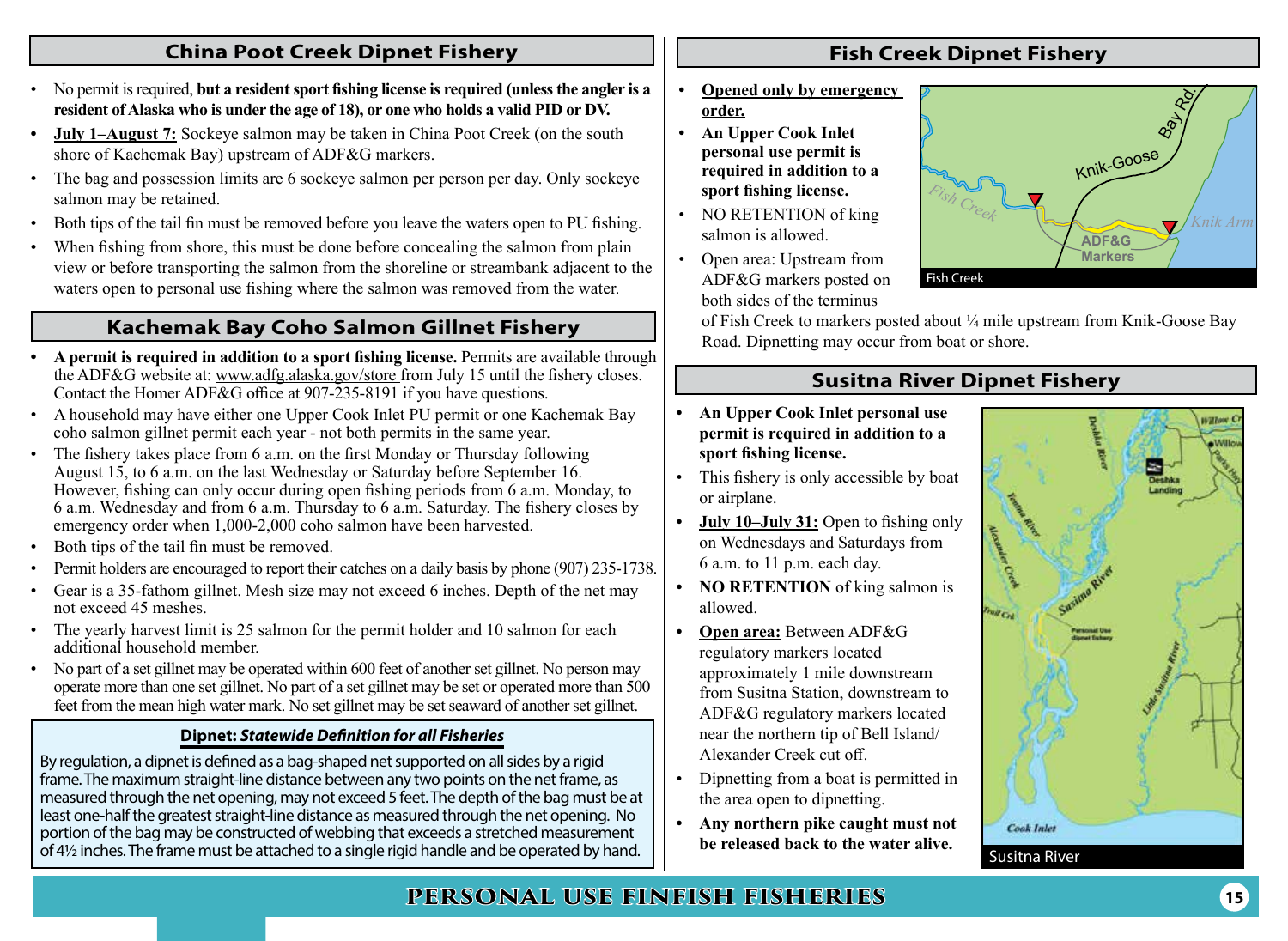## China Poot Creek Dipnet Fishery

- No permit is required, **but a resident sport fishing license is required (unless the angler is a resident of Alaska who is under the age of 18), or one who holds a valid PID or DV.**
- **July 1–August 7:** Sockeye salmon may be taken in China Poot Creek (on the south shore of Kachemak Bay) upstream of ADF&G markers.
- The bag and possession limits are 6 sockeye salmon per person per day. Only sockeye salmon may be retained.
- Both tips of the tail fin must be removed before you leave the waters open to PU fishing.
- When fishing from shore, this must be done before concealing the salmon from plain view or before transporting the salmon from the shoreline or streambank adjacent to the waters open to personal use fishing where the salmon was removed from the water.

## Kachemak Bay Coho Salmon Gillnet Fishery

- **A permit is required in addition to a sport fishing license.** Permits are available through the ADF&G website at: www.adfg.alaska.gov/store from July 15 until the fishery closes. Contact the Homer ADF&G office at 907-235-8191 if you have questions.
- A household may have either one Upper Cook Inlet PU permit or one Kachemak Bay coho salmon gillnet permit each year - not both permits in the same year.
- The fishery takes place from 6 a.m. on the first Monday or Thursday following August 15, to 6 a.m. on the last Wednesday or Saturday before September 16. However, fishing can only occur during open fishing periods from 6 a.m. Monday, to 6 a.m. Wednesday and from 6 a.m. Thursday to 6 a.m. Saturday. The fishery closes by emergency order when 1,000-2,000 coho salmon have been harvested.
- Both tips of the tail fin must be removed.
- Permit holders are encouraged to report their catches on a daily basis by phone (907) 235-1738.
- Gear is a 35-fathom gillnet. Mesh size may not exceed 6 inches. Depth of the net may not exceed 45 meshes.
- The yearly harvest limit is 25 salmon for the permit holder and 10 salmon for each additional household member.
- No part of a set gillnet may be operated within 600 feet of another set gillnet. No person may operate more than one set gillnet. No part of a set gillnet may be set or operated more than 500 feet from the mean high water mark. No set gillnet may be set seaward of another set gillnet.

### Dipnet: *Statewide Definition for all Fisheries*

By regulation, a dipnet is defined as a bag-shaped net supported on all sides by a rigid frame. The maximum straight-line distance between any two points on the net frame, as measured through the net opening, may not exceed 5 feet. The depth of the bag must be at least one-half the greatest straight-line distance as measured through the net opening. No portion of the bag may be constructed of webbing that exceeds a stretched measurement of 4½ inches. The frame must be attached to a single rigid handle and be operated by hand.

## Fish Creek Dipnet Fishery

- **Opened only by emergency order.**
- **An Upper Cook Inlet personal use permit is required in addition to a sport fishing license.**
- NO RETENTION of king salmon is allowed.
- Open area: Upstream from ADF&G markers posted on both sides of the terminus of Fish Creek to markers posted about ¼ mile upstream from Knik-Goose Bay Road. Dipnetting may occur from boat or shore.

Fish Creek

## Susitna River Dipnet Fishery

- **An Upper Cook Inlet personal use permit is required in addition to a sport fishing license.**
- This fishery is only accessible by boat or airplane.
- **July 10–July 31:** Open to fishing only on Wednesdays and Saturdays from 6 a.m. to 11 p.m. each day.
- **NO RETENTION** of king salmon is allowed.
- **Open area:** Between ADF&G regulatory markers located approximately 1 mile downstream from Susitna Station, downstream to ADF&G regulatory markers located near the northern tip of Bell Island/ Alexander Creek cut off.
- Dipnetting from a boat is permitted in the area open to dipnetting.
- **Any northern pike caught must not be released back to the water alive.**

Susitna River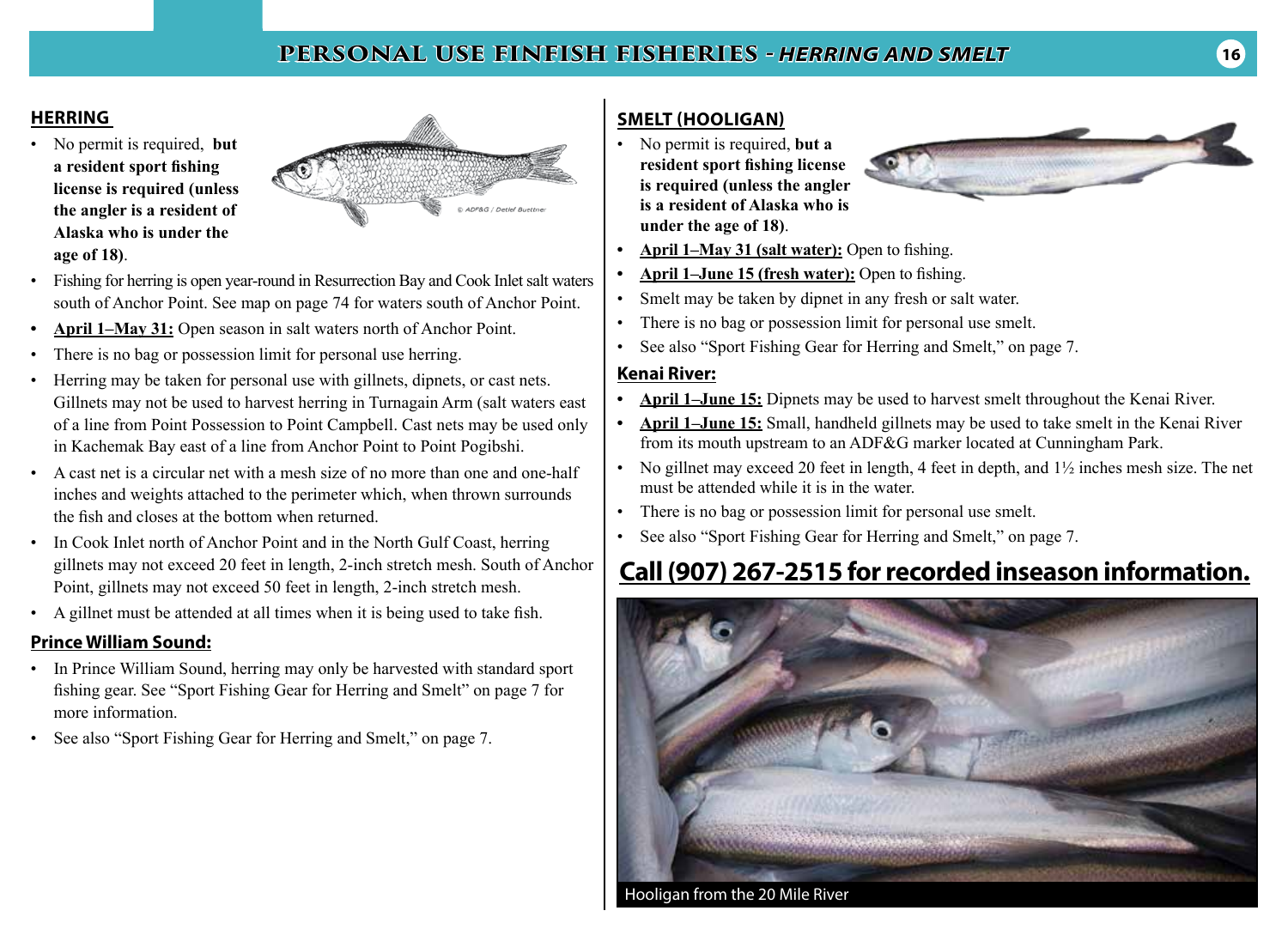## HERRING

- No permit is required, **but a resident sport fishing license is required (unless the angler is a resident of Alaska who is under the age of 18)**.
- Fishing for herring is open year-round in Resurrection Bay and Cook Inlet salt waters south of Anchor Point. See map on page 74 for waters south of Anchor Point.
- **April 1–May 31:** Open season in salt waters north of Anchor Point.
- There is no bag or possession limit for personal use herring.
- Herring may be taken for personal use with gillnets, dipnets, or cast nets. Gillnets may not be used to harvest herring in Turnagain Arm (salt waters east of a line from Point Possession to Point Campbell. Cast nets may be used only in Kachemak Bay east of a line from Anchor Point to Point Pogibshi.
- A cast net is a circular net with a mesh size of no more than one and one-half inches and weights attached to the perimeter which, when thrown surrounds the fish and closes at the bottom when returned.
- In Cook Inlet north of Anchor Point and in the North Gulf Coast, herring gillnets may not exceed 20 feet in length, 2-inch stretch mesh. South of Anchor Point, gillnets may not exceed 50 feet in length, 2-inch stretch mesh.
- A gillnet must be attended at all times when it is being used to take fish.

### Prince William Sound:

- In Prince William Sound, herring may only be harvested with standard sport fishing gear. See "Sport Fishing Gear for Herring and Smelt" on page 7 for more information.
- See also "Sport Fishing Gear for Herring and Smelt," on page 7.

## SMELT (HOOLIGAN)

- No permit is required, **but a resident sport fishing license is required (unless the angler is a resident of Alaska who is under the age of 18)**.
- **April 1–May 31 (salt water):** Open to fishing.
- **April 1–June 15 (fresh water):** Open to fishing.
- Smelt may be taken by dipnet in any fresh or salt water.
- There is no bag or possession limit for personal use smelt.
- See also "Sport Fishing Gear for Herring and Smelt," on page 7.

### Kenai River:

- **April 1–June 15:** Dipnets may be used to harvest smelt throughout the Kenai River.
- **April 1–June 15:** Small, handheld gillnets may be used to take smelt in the Kenai River from its mouth upstream to an ADF&G marker located at Cunningham Park.
- No gillnet may exceed 20 feet in length, 4 feet in depth, and 1½ inches mesh size. The net must be attended while it is in the water.
- There is no bag or possession limit for personal use smelt.
- See also "Sport Fishing Gear for Herring and Smelt," on page 7.

## Call (907) 267-2515 for recorded inseason information.

Hooligan from the 20 Mile River